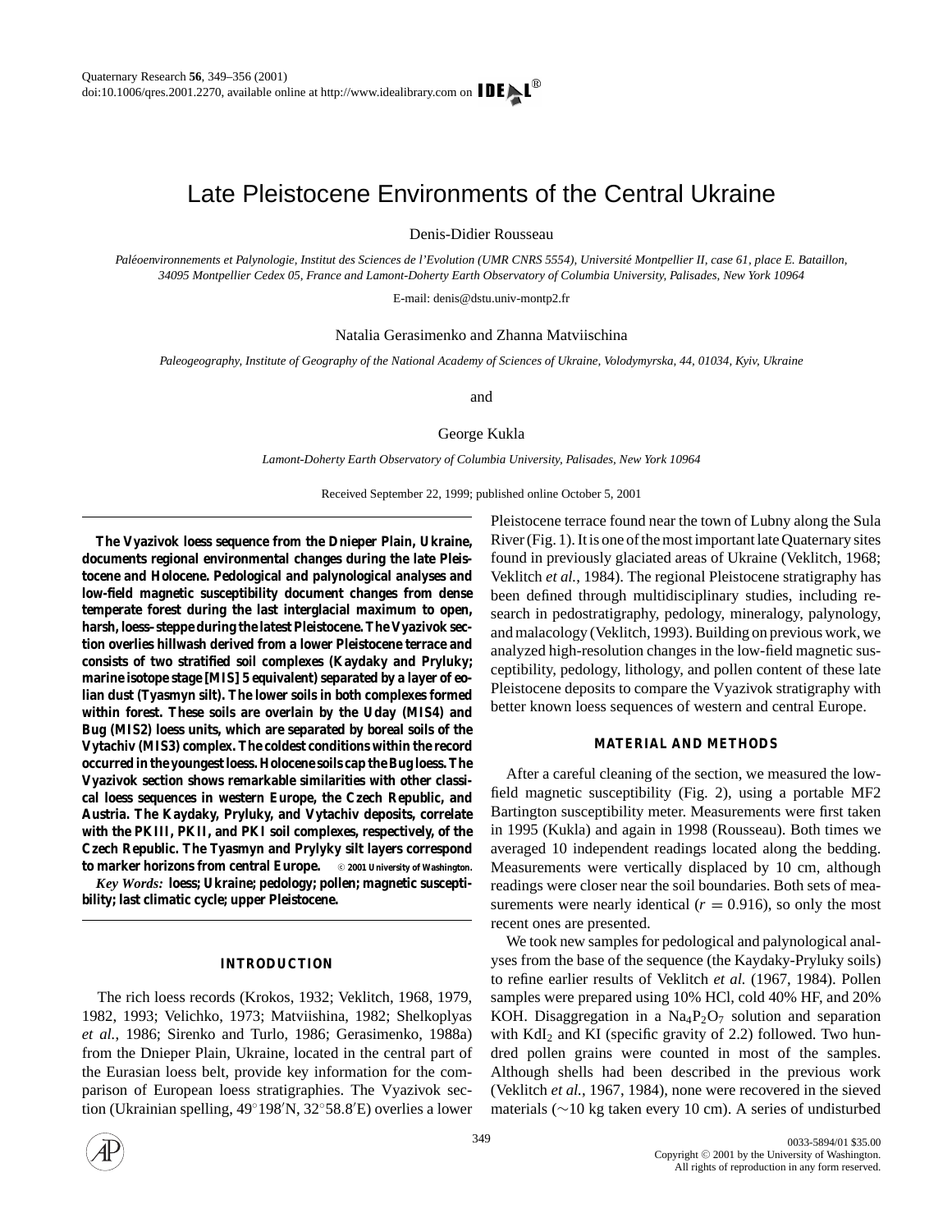# Late Pleistocene Environments of the Central Ukraine

Denis-Didier Rousseau

*Paléoenvironnements et Palynologie, Institut des Sciences de l'Evolution (UMR CNRS 5554), Université Montpellier II, case 61, place E. Bataillon, 34095 Montpellier Cedex 05, France and Lamont-Doherty Earth Observatory of Columbia University, Palisades, New York 10964*

E-mail: denis@dstu.univ-montp2.fr

Natalia Gerasimenko and Zhanna Matviischina

*Paleogeography, Institute of Geography of the National Academy of Sciences of Ukraine, Volodymyrska, 44, 01034, Kyiv, Ukraine*

and

George Kukla

*Lamont-Doherty Earth Observatory of Columbia University, Palisades, New York 10964*

Received September 22, 1999; published online October 5, 2001

**The Vyazivok loess sequence from the Dnieper Plain, Ukraine, documents regional environmental changes during the late Pleistocene and Holocene. Pedological and palynological analyses and low-field magnetic susceptibility document changes from dense temperate forest during the last interglacial maximum to open, harsh, loess–steppe during the latest Pleistocene. The Vyazivok section overlies hillwash derived from a lower Pleistocene terrace and consists of two stratified soil complexes (Kaydaky and Pryluky; marine isotope stage [MIS] 5 equivalent) separated by a layer of eolian dust (Tyasmyn silt). The lower soils in both complexes formed within forest. These soils are overlain by the Uday (MIS4) and Bug (MIS2) loess units, which are separated by boreal soils of the Vytachiv (MIS3) complex. The coldest conditions within the record occurred in the youngest loess. Holocene soils cap the Bug loess. The Vyazivok section shows remarkable similarities with other classical loess sequences in western Europe, the Czech Republic, and Austria. The Kaydaky, Pryluky, and Vytachiv deposits, correlate with the PKIII, PKII, and PKI soil complexes, respectively, of the Czech Republic. The Tyasmyn and Prylyky silt layers correspond to marker horizons from central Europe.** © 2001 University of Washington.

*Key Words:* **loess; Ukraine; pedology; pollen; magnetic susceptibility; last climatic cycle; upper Pleistocene.**

## INTRODUCTION

The rich loess records (Krokos, 1932; Veklitch, 1968, 1979, 1982, 1993; Velichko, 1973; Matviishina, 1982; Shelkoplyas *et al.*, 1986; Sirenko and Turlo, 1986; Gerasimenko, 1988a) from the Dnieper Plain, Ukraine, located in the central part of the Eurasian loess belt, provide key information for the comparison of European loess stratigraphies. The Vyazivok section (Ukrainian spelling, 49°198′N, 32°58.8′E) overlies a lower Pleistocene terrace found near the town of Lubny along the Sula River (Fig. 1). It is one of the most important late Quaternary sites found in previously glaciated areas of Ukraine (Veklitch, 1968; Veklitch *et al.*, 1984). The regional Pleistocene stratigraphy has been defined through multidisciplinary studies, including research in pedostratigraphy, pedology, mineralogy, palynology, and malacology (Veklitch, 1993). Building on previous work, we analyzed high-resolution changes in the low-field magnetic susceptibility, pedology, lithology, and pollen content of these late Pleistocene deposits to compare the Vyazivok stratigraphy with better known loess sequences of western and central Europe.

## MATERIAL AND METHODS

After a careful cleaning of the section, we measured the low-field magnetic susceptibility (Fig. 2), using a portable MF2 Bartington susceptibility meter. Measurements were first taken in 1995 (Kukla) and again in 1998 (Rousseau). Both times we averaged 10 independent readings located along the bedding. Measurements were vertically displaced by 10 cm, although readings were closer near the soil boundaries. Both sets of measurements were nearly identical ($r = 0.916$), so only the most recent ones are presented.

We took new samples for pedological and palynological analyses from the base of the sequence (the Kaydaky-Pryluky soils) to refine earlier results of Veklitch *et al.* (1967, 1984). Pollen samples were prepared using 10% HCl, cold 40% HF, and 20% KOH. Disaggregation in a $Na_4P_2O_7$ solution and separation with $KdI_2$ and KI (specific gravity of 2.2) followed. Two hundred pollen grains were counted in most of the samples. Although shells had been described in the previous work (Veklitch *et al.*, 1967, 1984), none were recovered in the sieved materials (~10 kg taken every 10 cm). A series of undisturbed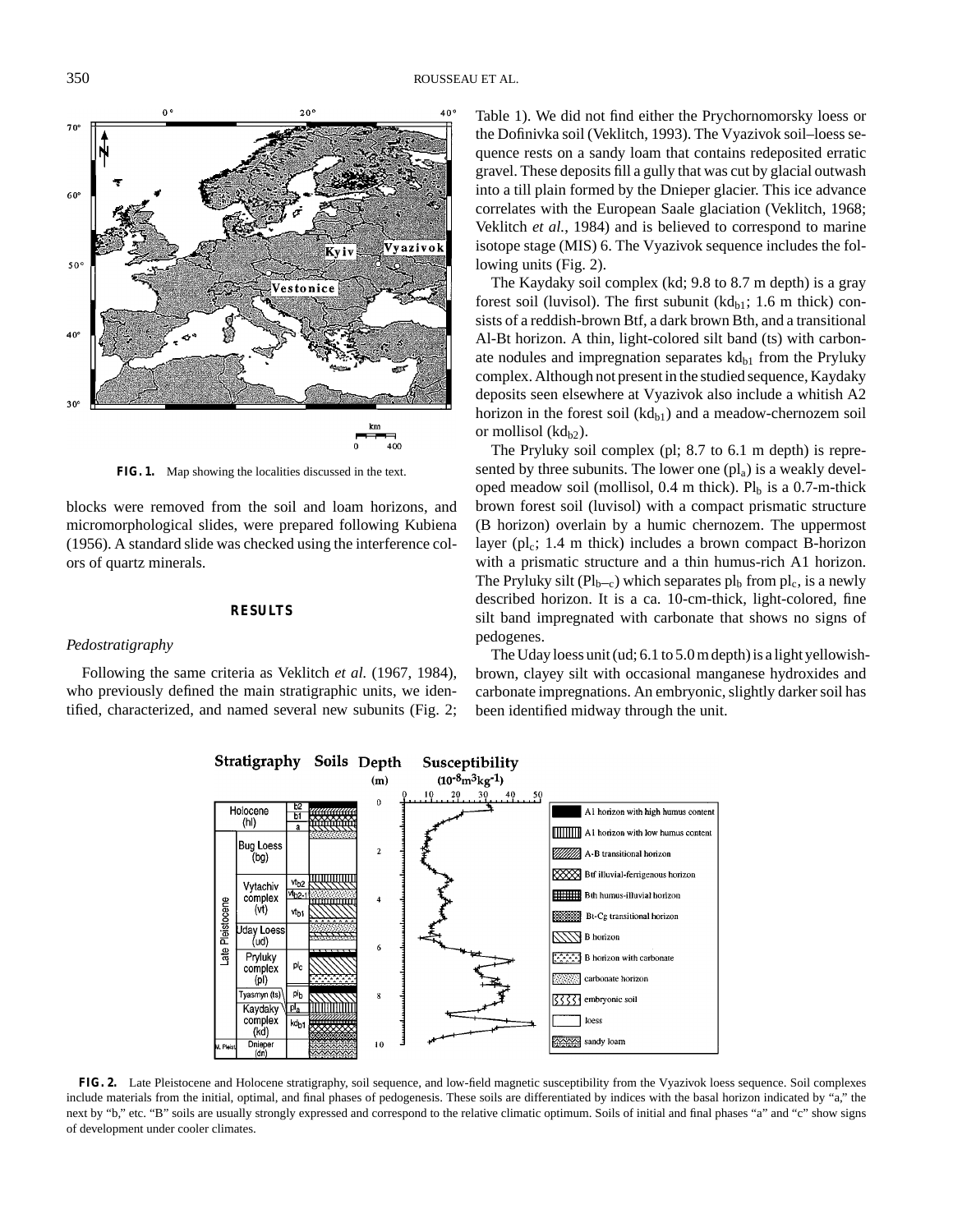FIG. 1. Map showing the localities discussed in the text.

blocks were removed from the soil and loam horizons, and micromorphological slides, were prepared following Kubiena (1956). A standard slide was checked using the interference colors of quartz minerals.

## RESULTS

### *Pedostratigraphy*

Following the same criteria as Veklitch *et al.* (1967, 1984), who previously defined the main stratigraphic units, we identified, characterized, and named several new subunits (Fig. 2; Table 1). We did not find either the Prychornomorsky loess or the Dofinivka soil (Veklitch, 1993). The Vyazivok soil–loess sequence rests on a sandy loam that contains redeposited erratic gravel. These deposits fill a gully that was cut by glacial outwash into a till plain formed by the Dnieper glacier. This ice advance correlates with the European Saale glaciation (Veklitch, 1968; Veklitch *et al.*, 1984) and is believed to correspond to marine isotope stage (MIS) 6. The Vyazivok sequence includes the following units (Fig. 2).

The Kaydaky soil complex (kd; 9.8 to 8.7 m depth) is a gray forest soil (luvisol). The first subunit ($kd_{b1}$; 1.6 m thick) consists of a reddish-brown Btf, a dark brown Bth, and a transitional Al-Bt horizon. A thin, light-colored silt band (ts) with carbonate nodules and impregnation separates $kd_{b1}$ from the Pryluky complex. Although not present in the studied sequence, Kaydaky deposits seen elsewhere at Vyazivok also include a whitish A2 horizon in the forest soil ($kd_{b1}$) and a meadow-chernozem soil or mollisol ($kd_{b2}$).

The Pryluky soil complex (pl; 8.7 to 6.1 m depth) is represented by three subunits. The lower one ($pl_a$) is a weakly developed meadow soil (mollisol, 0.4 m thick). $Pl_b$ is a 0.7-m-thick brown forest soil (luvisol) with a compact prismatic structure (B horizon) overlain by a humic chernozem. The uppermost layer ($pl_c$; 1.4 m thick) includes a brown compact B-horizon with a prismatic structure and a thin humus-rich A1 horizon. The Pryluky silt ($Pl_{b–c}$) which separates $pl_b$ from $pl_c$, is a newly described horizon. It is a ca. 10-cm-thick, light-colored, fine silt band impregnated with carbonate that shows no signs of pedogenes.

The Uday loess unit (ud; 6.1 to 5.0 m depth) is a light yellowish-brown, clayey silt with occasional manganese hydroxides and carbonate impregnations. An embryonic, slightly darker soil has been identified midway through the unit.

FIG. 2. Late Pleistocene and Holocene stratigraphy, soil sequence, and low-field magnetic susceptibility from the Vyazivok loess sequence. Soil complexes include materials from the initial, optimal, and final phases of pedogenesis. These soils are differentiated by indices with the basal horizon indicated by "a," the next by "b," etc. "B" soils are usually strongly expressed and correspond to the relative climatic optimum. Soils of initial and final phases "a" and "c" show signs of development under cooler climates.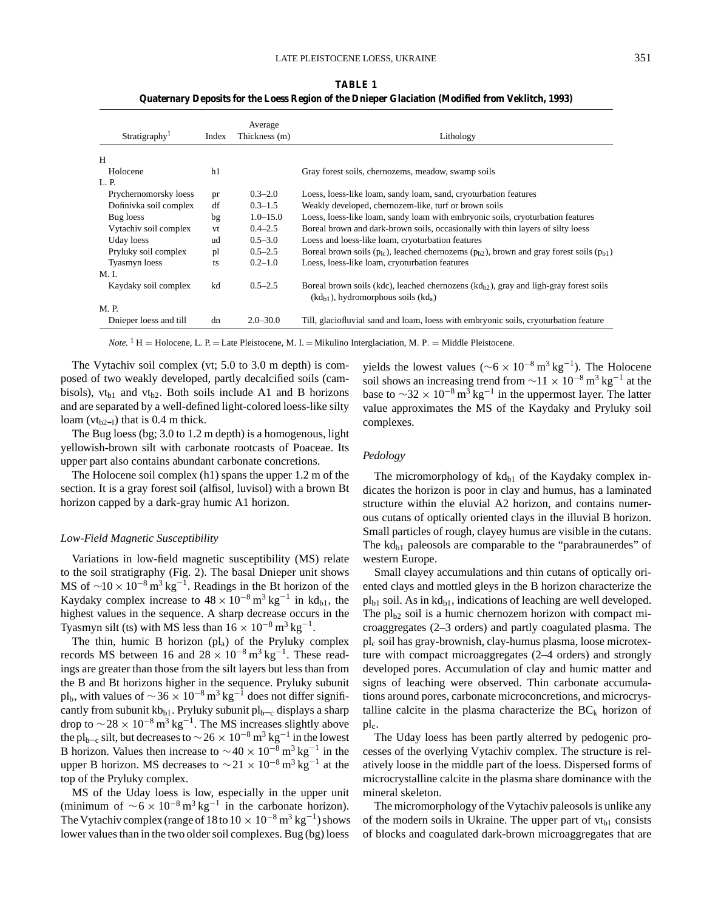**TABLE 1**
**Quaternary Deposits for the Loess Region of the Dnieper Glaciation (Modified from Veklitch, 1993)**

| Stratigraphy[1] | Index | Average Thickness (m) | Lithology |
|---|---|---|---|
| H | | | |
| Holocene | h1 | | Gray forest soils, chernozems, meadow, swamp soils |
| L. P. | | | |
| Prychernomorsky loess | pr | 0.3–2.0 | Loess, loess-like loam, sandy loam, sand, cryoturbation features |
| Dofinivka soil complex | df | 0.3–1.5 | Weakly developed, chernozem-like, turf or brown soils |
| Bug loess | bg | 1.0–15.0 | Loess, loess-like loam, sandy loam with embryonic soils, cryoturbation features |
| Vytachiv soil complex | vt | 0.4–2.5 | Boreal brown and dark-brown soils, occasionally with thin layers of silty loess |
| Uday loess | ud | 0.5–3.0 | Loess and loess-like loam, cryoturbation features |
| Pryluky soil complex | pl | 0.5–2.5 | Boreal brown soils ($p_{lc}$), leached chernozems ($p_{b2}$), brown and gray forest soils ($p_{b1}$) |
| Tyasmyn loess | ts | 0.2–1.0 | Loess, loess-like loam, cryoturbation features |
| M. I. | | | |
| Kaydaky soil complex | kd | 0.5–2.5 | Boreal brown soils (kdc), leached chernozems ($kd_{b2}$), gray and ligh-gray forest soils ($kd_{b1}$), hydromorphous soils ($kd_a$) |
| M. P. | | | |
| Dnieper loess and till | dn | 2.0–30.0 | Till, glaciofluvial sand and loam, loess with embryonic soils, cryoturbation feature |

*Note.* [1] H = Holocene, L. P. = Late Pleistocene, M. I. = Mikulino Interglaciation, M. P. = Middle Pleistocene.

The Vytachiv soil complex (vt; 5.0 to 3.0 m depth) is composed of two weakly developed, partly decalcified soils (cambisols), $vt_{b1}$ and $vt_{b2}$. Both soils include A1 and B horizons and are separated by a well-defined light-colored loess-like silty loam ($vt_{b2-l}$) that is 0.4 m thick.

The Bug loess (bg; 3.0 to 1.2 m depth) is a homogenous, light yellowish-brown silt with carbonate rootcasts of Poaceae. Its upper part also contains abundant carbonate concretions.

The Holocene soil complex (h1) spans the upper 1.2 m of the section. It is a gray forest soil (alfisol, luvisol) with a brown Bt horizon capped by a dark-gray humic A1 horizon.

### Low-Field Magnetic Susceptibility

Variations in low-field magnetic susceptibility (MS) relate to the soil stratigraphy (Fig. 2). The basal Dnieper unit shows MS of $\sim 10 \times 10^{-8}\,m^3\,kg^{-1}$. Readings in the Bt horizon of the Kaydaky complex increase to $48 \times 10^{-8}\,m^3\,kg^{-1}$ in $kd_{b1}$, the highest values in the sequence. A sharp decrease occurs in the Tyasmyn silt (ts) with MS less than $16 \times 10^{-8}\,m^3\,kg^{-1}$.

The thin, humic B horizon ($pl_a$) of the Pryluky complex records MS between 16 and $28 \times 10^{-8}\,m^3\,kg^{-1}$. These readings are greater than those from the silt layers but less than from the B and Bt horizons higher in the sequence. Pryluky subunit $pl_b$, with values of $\sim 36 \times 10^{-8}\,m^3\,kg^{-1}$ does not differ significantly from subunit $kb_{b1}$. Pryluky subunit $pl_{b-c}$ displays a sharp drop to $\sim 28 \times 10^{-8}\,m^3\,kg^{-1}$. The MS increases slightly above the $pl_{b-c}$ silt, but decreases to $\sim 26 \times 10^{-8}\,m^3\,kg^{-1}$ in the lowest B horizon. Values then increase to $\sim 40 \times 10^{-8}\,m^3\,kg^{-1}$ in the upper B horizon. MS decreases to $\sim 21 \times 10^{-8}\,m^3\,kg^{-1}$ at the top of the Pryluky complex.

MS of the Uday loess is low, especially in the upper unit (minimum of $\sim 6 \times 10^{-8}\,m^3\,kg^{-1}$ in the carbonate horizon). The Vytachiv complex (range of 18 to $10 \times 10^{-8}\,m^3\,kg^{-1}$) shows lower values than in the two older soil complexes. Bug (bg) loess yields the lowest values ($\sim 6 \times 10^{-8}\,m^3\,kg^{-1}$). The Holocene soil shows an increasing trend from $\sim 11 \times 10^{-8}\,m^3\,kg^{-1}$ at the base to $\sim 32 \times 10^{-8}\,m^3\,kg^{-1}$ in the uppermost layer. The latter value approximates the MS of the Kaydaky and Pryluky soil complexes.

### Pedology

The micromorphology of $kd_{b1}$ of the Kaydaky complex indicates the horizon is poor in clay and humus, has a laminated structure within the eluvial A2 horizon, and contains numerous cutans of optically oriented clays in the illuvial B horizon. Small particles of rough, clayey humus are visible in the cutans. The $kd_{b1}$ paleosols are comparable to the "parabraunerdes" of western Europe.

Small clayey accumulations and thin cutans of optically oriented clays and mottled gleys in the B horizon characterize the $pl_{b1}$ soil. As in $kd_{b1}$, indications of leaching are well developed. The $pl_{b2}$ soil is a humic chernozem horizon with compact microaggregates (2–3 orders) and partly coagulated plasma. The $pl_c$ soil has gray-brownish, clay-humus plasma, loose microtexture with compact microaggregates (2–4 orders) and strongly developed pores. Accumulation of clay and humic matter and signs of leaching were observed. Thin carbonate accumulations around pores, carbonate microconcretions, and microcrystalline calcite in the plasma characterize the $BC_k$ horizon of $pl_c$.

The Uday loess has been partly altered by pedogenic processes of the overlying Vytachiv complex. The structure is relatively loose in the middle part of the loess. Dispersed forms of microcrystalline calcite in the plasma share dominance with the mineral skeleton.

The micromorphology of the Vytachiv paleosols is unlike any of the modern soils in Ukraine. The upper part of $vt_{b1}$ consists of blocks and coagulated dark-brown microaggregates that are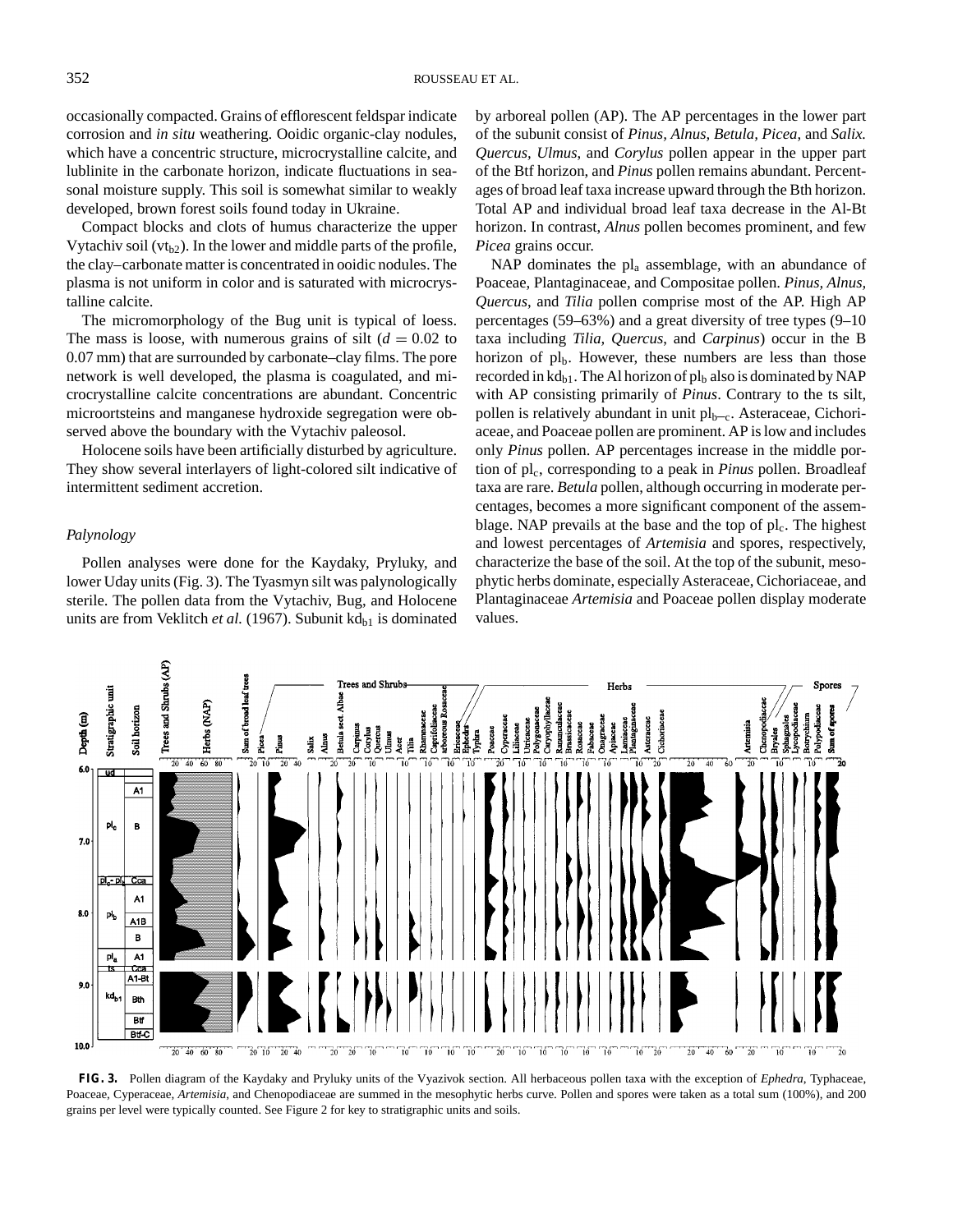occasionally compacted. Grains of efflorescent feldspar indicate corrosion and *in situ* weathering. Ooidic organic-clay nodules, which have a concentric structure, microcrystalline calcite, and lublinite in the carbonate horizon, indicate fluctuations in seasonal moisture supply. This soil is somewhat similar to weakly developed, brown forest soils found today in Ukraine.

Compact blocks and clots of humus characterize the upper Vytachiv soil ($vt_{b2}$). In the lower and middle parts of the profile, the clay–carbonate matter is concentrated in ooidic nodules. The plasma is not uniform in color and is saturated with microcrystalline calcite.

The micromorphology of the Bug unit is typical of loess. The mass is loose, with numerous grains of silt ($d = 0.02$ to 0.07 mm) that are surrounded by carbonate–clay films. The pore network is well developed, the plasma is coagulated, and microcrystalline calcite concentrations are abundant. Concentric microortsteins and manganese hydroxide segregation were observed above the boundary with the Vytachiv paleosol.

Holocene soils have been artificially disturbed by agriculture. They show several interlayers of light-colored silt indicative of intermittent sediment accretion.

### *Palynology*

Pollen analyses were done for the Kaydaky, Pryluky, and lower Uday units (Fig. 3). The Tyasmyn silt was palynologically sterile. The pollen data from the Vytachiv, Bug, and Holocene units are from Veklitch *et al.* (1967). Subunit $kd_{b1}$ is dominated by arboreal pollen (AP). The AP percentages in the lower part of the subunit consist of *Pinus, Alnus, Betula, Picea,* and *Salix. Quercus, Ulmus,* and *Corylus* pollen appear in the upper part of the Btf horizon, and *Pinus* pollen remains abundant. Percentages of broad leaf taxa increase upward through the Bth horizon. Total AP and individual broad leaf taxa decrease in the Al-Bt horizon. In contrast, *Alnus* pollen becomes prominent, and few *Picea* grains occur.

NAP dominates the $pl_a$ assemblage, with an abundance of Poaceae, Plantaginaceae, and Compositae pollen. *Pinus, Alnus, Quercus,* and *Tilia* pollen comprise most of the AP. High AP percentages (59–63%) and a great diversity of tree types (9–10 taxa including *Tilia, Quercus,* and *Carpinus*) occur in the B horizon of $pl_b$. However, these numbers are less than those recorded in $kd_{b1}$. The Al horizon of $pl_b$ also is dominated by NAP with AP consisting primarily of *Pinus*. Contrary to the ts silt, pollen is relatively abundant in unit $pl_{b–c}$. Asteraceae, Cichoriaceae, and Poaceae pollen are prominent. AP is low and includes only *Pinus* pollen. AP percentages increase in the middle portion of $pl_c$, corresponding to a peak in *Pinus* pollen. Broadleaf taxa are rare. *Betula* pollen, although occurring in moderate percentages, becomes a more significant component of the assemblage. NAP prevails at the base and the top of $pl_c$. The highest and lowest percentages of *Artemisia* and spores, respectively, characterize the base of the soil. At the top of the subunit, mesophytic herbs dominate, especially Asteraceae, Cichoriaceae, and Plantaginaceae *Artemisia* and Poaceae pollen display moderate values.

**FIG. 3.** Pollen diagram of the Kaydaky and Pryluky units of the Vyazivok section. All herbaceous pollen taxa with the exception of *Ephedra*, Typhaceae, Poaceae, Cyperaceae, *Artemisia*, and Chenopodiaceae are summed in the mesophytic herbs curve. Pollen and spores were taken as a total sum (100%), and 200 grains per level were typically counted. See Figure 2 for key to stratigraphic units and soils.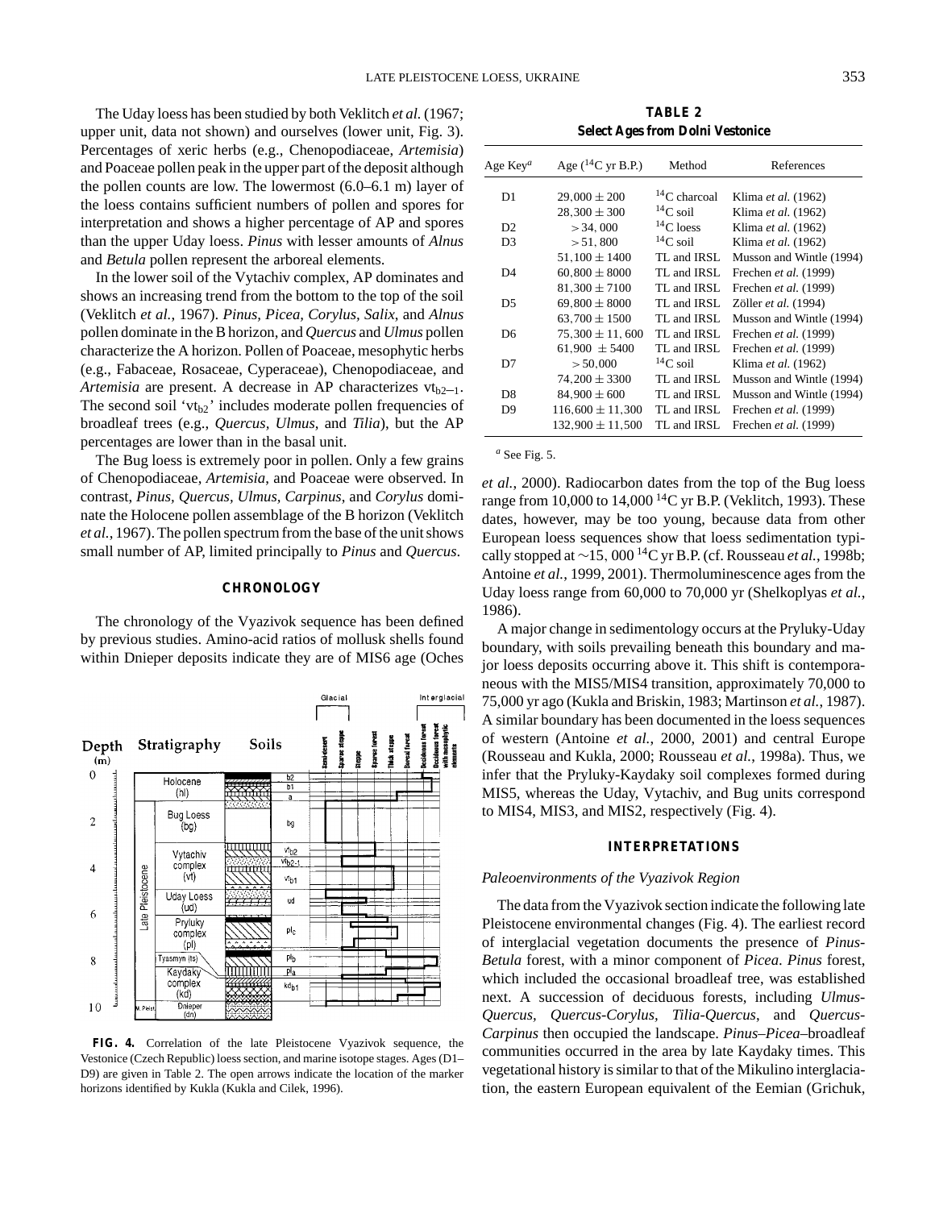The Uday loess has been studied by both Veklitch *et al.* (1967; upper unit, data not shown) and ourselves (lower unit, Fig. 3). Percentages of xeric herbs (e.g., Chenopodiaceae, *Artemisia*) and Poaceae pollen peak in the upper part of the deposit although the pollen counts are low. The lowermost (6.0–6.1 m) layer of the loess contains sufficient numbers of pollen and spores for interpretation and shows a higher percentage of AP and spores than the upper Uday loess. *Pinus* with lesser amounts of *Alnus* and *Betula* pollen represent the arboreal elements.

In the lower soil of the Vytachiv complex, AP dominates and shows an increasing trend from the bottom to the top of the soil (Veklitch *et al.*, 1967). *Pinus, Picea, Corylus, Salix*, and *Alnus* pollen dominate in the B horizon, and *Quercus* and *Ulmus* pollen characterize the A horizon. Pollen of Poaceae, mesophytic herbs (e.g., Fabaceae, Rosaceae, Cyperaceae), Chenopodiaceae, and *Artemisia* are present. A decrease in AP characterizes $vt_{b2-1}$. The second soil '$vt_{b2}$' includes moderate pollen frequencies of broadleaf trees (e.g., *Quercus, Ulmus*, and *Tilia*), but the AP percentages are lower than in the basal unit.

The Bug loess is extremely poor in pollen. Only a few grains of Chenopodiaceae, *Artemisia*, and Poaceae were observed. In contrast, *Pinus, Quercus, Ulmus, Carpinus*, and *Corylus* dominate the Holocene pollen assemblage of the B horizon (Veklitch *et al.*, 1967). The pollen spectrum from the base of the unit shows small number of AP, limited principally to *Pinus* and *Quercus*.

## CHRONOLOGY

The chronology of the Vyazivok sequence has been defined by previous studies. Amino-acid ratios of mollusk shells found within Dnieper deposits indicate they are of MIS6 age (Oches *et al.*, 2000). Radiocarbon dates from the top of the Bug loess range from 10,000 to 14,000 $^{14}$C yr B.P. (Veklitch, 1993). These dates, however, may be too young, because data from other European loess sequences show that loess sedimentation typically stopped at ~15,000 $^{14}$C yr B.P. (cf. Rousseau *et al.*, 1998b; Antoine *et al.*, 1999, 2001). Thermoluminescence ages from the Uday loess range from 60,000 to 70,000 yr (Shelkoplyas *et al.*, 1986).

FIG. 4. Correlation of the late Pleistocene Vyazivok sequence, the Vestonice (Czech Republic) loess section, and marine isotope stages. Ages (D1–D9) are given in Table 2. The open arrows indicate the location of the marker horizons identified by Kukla (Kukla and Cilek, 1996).

**TABLE 2**
**Select Ages from Dolni Vestonice**

| Age Key[a] | Age ($^{14}$C yr B.P.) | Method | References |
|---|---|---|---|
| D1 | 29,000 ± 200 | $^{14}$C charcoal | Klima *et al.* (1962) |
| | 28,300 ± 300 | $^{14}$C soil | Klima *et al.* (1962) |
| D2 | > 34,000 | $^{14}$C loess | Klima *et al.* (1962) |
| D3 | > 51,800 | $^{14}$C soil | Klima *et al.* (1962) |
| | 51,100 ± 1400 | TL and IRSL | Musson and Wintle (1994) |
| D4 | 60,800 ± 8000 | TL and IRSL | Frechen *et al.* (1999) |
| | 81,300 ± 7100 | TL and IRSL | Frechen *et al.* (1999) |
| D5 | 69,800 ± 8000 | TL and IRSL | Zöller *et al.* (1994) |
| | 63,700 ± 1500 | TL and IRSL | Musson and Wintle (1994) |
| D6 | 75,300 ± 11,600 | TL and IRSL | Frechen *et al.* (1999) |
| | 61,900 ± 5400 | TL and IRSL | Frechen *et al.* (1999) |
| D7 | > 50,000 | $^{14}$C soil | Klima *et al.* (1962) |
| | 74,200 ± 3300 | TL and IRSL | Musson and Wintle (1994) |
| D8 | 84,900 ± 600 | TL and IRSL | Musson and Wintle (1994) |
| D9 | 116,600 ± 11,300 | TL and IRSL | Frechen *et al.* (1999) |
| | 132,900 ± 11,500 | TL and IRSL | Frechen *et al.* (1999) |

[a] See Fig. 5.

A major change in sedimentology occurs at the Pryluky-Uday boundary, with soils prevailing beneath this boundary and major loess deposits occurring above it. This shift is contemporaneous with the MIS5/MIS4 transition, approximately 70,000 to 75,000 yr ago (Kukla and Briskin, 1983; Martinson *et al.*, 1987). A similar boundary has been documented in the loess sequences of western (Antoine *et al.*, 2000, 2001) and central Europe (Rousseau and Kukla, 2000; Rousseau *et al.*, 1998a). Thus, we infer that the Pryluky-Kaydaky soil complexes formed during MIS5, whereas the Uday, Vytachiv, and Bug units correspond to MIS4, MIS3, and MIS2, respectively (Fig. 4).

## INTERPRETATIONS

### *Paleoenvironments of the Vyazivok Region*

The data from the Vyazivok section indicate the following late Pleistocene environmental changes (Fig. 4). The earliest record of interglacial vegetation documents the presence of *Pinus-Betula* forest, with a minor component of *Picea*. *Pinus* forest, which included the occasional broadleaf tree, was established next. A succession of deciduous forests, including *Ulmus-Quercus, Quercus-Corylus, Tilia-Quercus*, and *Quercus-Carpinus* then occupied the landscape. *Pinus–Picea*–broadleaf communities occurred in the area by late Kaydaky times. This vegetational history is similar to that of the Mikulino interglaciation, the eastern European equivalent of the Eemian (Grichuk,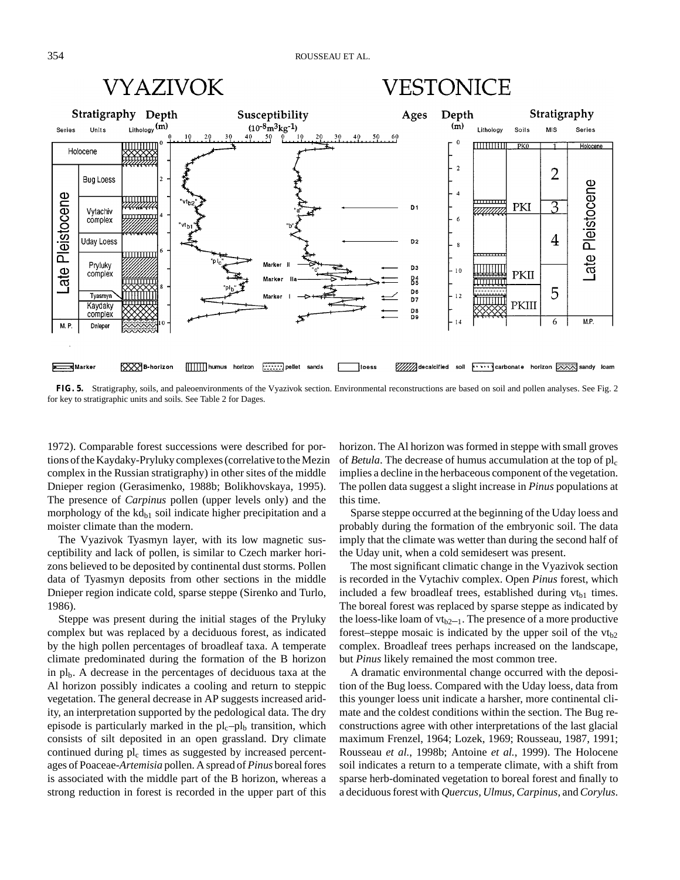**FIG. 5.** Stratigraphy, soils, and paleoenvironments of the Vyazivok section. Environmental reconstructions are based on soil and pollen analyses. See Fig. 2 for key to stratigraphic units and soils. See Table 2 for Dages.

1972). Comparable forest successions were described for portions of the Kaydaky-Pryluky complexes (correlative to the Mezin complex in the Russian stratigraphy) in other sites of the middle Dnieper region (Gerasimenko, 1988b; Bolikhovskaya, 1995). The presence of *Carpinus* pollen (upper levels only) and the morphology of the $kd_{b1}$ soil indicate higher precipitation and a moister climate than the modern.

The Vyazivok Tyasmyn layer, with its low magnetic susceptibility and lack of pollen, is similar to Czech marker horizons believed to be deposited by continental dust storms. Pollen data of Tyasmyn deposits from other sections in the middle Dnieper region indicate cold, sparse steppe (Sirenko and Turlo, 1986).

Steppe was present during the initial stages of the Pryluky complex but was replaced by a deciduous forest, as indicated by the high pollen percentages of broadleaf taxa. A temperate climate predominated during the formation of the B horizon in $pl_b$. A decrease in the percentages of deciduous taxa at the Al horizon possibly indicates a cooling and return to steppic vegetation. The general decrease in AP suggests increased aridity, an interpretation supported by the pedological data. The dry episode is particularly marked in the $pl_c$–$pl_b$ transition, which consists of silt deposited in an open grassland. Dry climate continued during $pl_c$ times as suggested by increased percentages of Poaceae-*Artemisia* pollen. A spread of *Pinus* boreal fores is associated with the middle part of the B horizon, whereas a strong reduction in forest is recorded in the upper part of this horizon. The Al horizon was formed in steppe with small groves of *Betula*. The decrease of humus accumulation at the top of $pl_c$ implies a decline in the herbaceous component of the vegetation. The pollen data suggest a slight increase in *Pinus* populations at this time.

Sparse steppe occurred at the beginning of the Uday loess and probably during the formation of the embryonic soil. The data imply that the climate was wetter than during the second half of the Uday unit, when a cold semidesert was present.

The most significant climatic change in the Vyazivok section is recorded in the Vytachiv complex. Open *Pinus* forest, which included a few broadleaf trees, established during $vt_{b1}$ times. The boreal forest was replaced by sparse steppe as indicated by the loess-like loam of $vt_{b2-1}$. The presence of a more productive forest–steppe mosaic is indicated by the upper soil of the $vt_{b2}$ complex. Broadleaf trees perhaps increased on the landscape, but *Pinus* likely remained the most common tree.

A dramatic environmental change occurred with the deposition of the Bug loess. Compared with the Uday loess, data from this younger loess unit indicate a harsher, more continental climate and the coldest conditions within the section. The Bug reconstructions agree with other interpretations of the last glacial maximum Frenzel, 1964; Lozek, 1969; Rousseau, 1987, 1991; Rousseau *et al.*, 1998b; Antoine *et al.*, 1999). The Holocene soil indicates a return to a temperate climate, with a shift from sparse herb-dominated vegetation to boreal forest and finally to a deciduous forest with *Quercus*, *Ulmus*, *Carpinus*, and *Corylus*.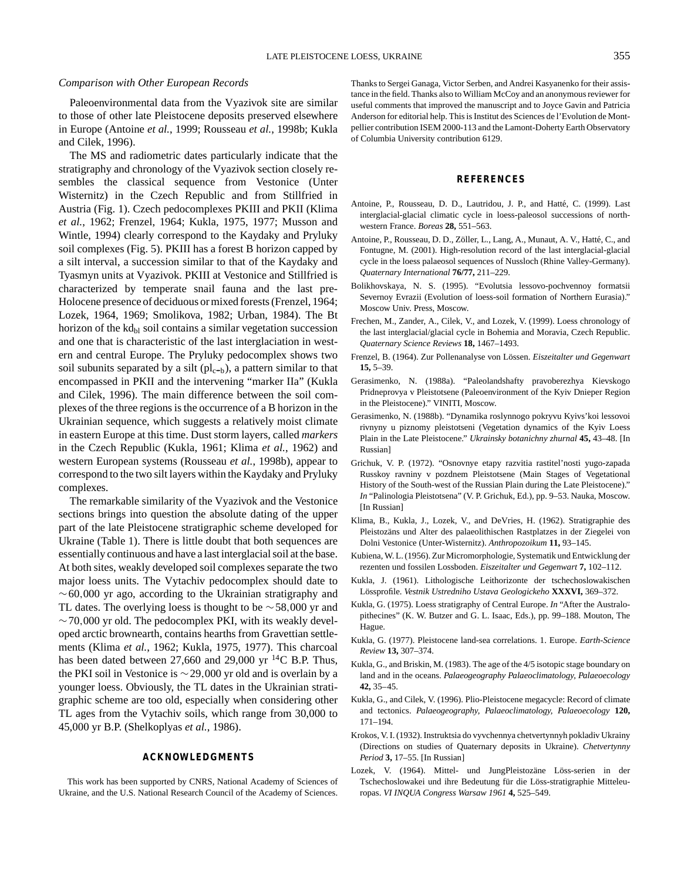### Comparison with Other European Records

Paleoenvironmental data from the Vyazivok site are similar to those of other late Pleistocene deposits preserved elsewhere in Europe (Antoine *et al.*, 1999; Rousseau *et al.*, 1998b; Kukla and Cilek, 1996).

The MS and radiometric dates particularly indicate that the stratigraphy and chronology of the Vyazivok section closely resembles the classical sequence from Vestonice (Unter Wisternitz) in the Czech Republic and from Stillfried in Austria (Fig. 1). Czech pedocomplexes PKIII and PKII (Klima *et al.*, 1962; Frenzel, 1964; Kukla, 1975, 1977; Musson and Wintle, 1994) clearly correspond to the Kaydaky and Pryluky soil complexes (Fig. 5). PKIII has a forest B horizon capped by a silt interval, a succession similar to that of the Kaydaky and Tyasmyn units at Vyazivok. PKIII at Vestonice and Stillfried is characterized by temperate snail fauna and the last pre-Holocene presence of deciduous or mixed forests (Frenzel, 1964; Lozek, 1964, 1969; Smolikova, 1982; Urban, 1984). The Bt horizon of the $kd_{bl}$ soil contains a similar vegetation succession and one that is characteristic of the last interglaciation in western and central Europe. The Pryluky pedocomplex shows two soil subunits separated by a silt ($pl_{c-b}$), a pattern similar to that encompassed in PKII and the intervening "marker IIa" (Kukla and Cilek, 1996). The main difference between the soil complexes of the three regions is the occurrence of a B horizon in the Ukrainian sequence, which suggests a relatively moist climate in eastern Europe at this time. Dust storm layers, called *markers* in the Czech Republic (Kukla, 1961; Klima *et al.*, 1962) and western European systems (Rousseau *et al.*, 1998b), appear to correspond to the two silt layers within the Kaydaky and Pryluky complexes.

The remarkable similarity of the Vyazivok and the Vestonice sections brings into question the absolute dating of the upper part of the late Pleistocene stratigraphic scheme developed for Ukraine (Table 1). There is little doubt that both sequences are essentially continuous and have a last interglacial soil at the base. At both sites, weakly developed soil complexes separate the two major loess units. The Vytachiv pedocomplex should date to $\sim$60,000 yr ago, according to the Ukrainian stratigraphy and TL dates. The overlying loess is thought to be $\sim$58,000 yr and $\sim$70,000 yr old. The pedocomplex PKI, with its weakly developed arctic brownearth, contains hearths from Gravettian settlements (Klima *et al.*, 1962; Kukla, 1975, 1977). This charcoal has been dated between 27,660 and 29,000 yr $^{14}$C B.P. Thus, the PKI soil in Vestonice is $\sim$29,000 yr old and is overlain by a younger loess. Obviously, the TL dates in the Ukrainian stratigraphic scheme are too old, especially when considering other TL ages from the Vytachiv soils, which range from 30,000 to 45,000 yr B.P. (Shelkoplyas *et al.*, 1986).

## ACKNOWLEDGMENTS

This work has been supported by CNRS, National Academy of Sciences of Ukraine, and the U.S. National Research Council of the Academy of Sciences. Thanks to Sergei Ganaga, Victor Serben, and Andrei Kasyanenko for their assistance in the field. Thanks also to William McCoy and an anonymous reviewer for useful comments that improved the manuscript and to Joyce Gavin and Patricia Anderson for editorial help. This is Institut des Sciences de l'Evolution de Montpellier contribution ISEM 2000-113 and the Lamont-Doherty Earth Observatory of Columbia University contribution 6129.

## REFERENCES

Antoine, P., Rousseau, D. D., Lautridou, J. P., and Hatté, C. (1999). Last interglacial-glacial climatic cycle in loess-paleosol successions of northwestern France. *Boreas* **28,** 551–563.

Antoine, P., Rousseau, D. D., Zöller, L., Lang, A., Munaut, A. V., Hatté, C., and Fontugne, M. (2001). High-resolution record of the last interglacial-glacial cycle in the loess palaeosol sequences of Nussloch (Rhine Valley-Germany). *Quaternary International* **76/77,** 211–229.

Bolikhovskaya, N. S. (1995). "Evolutsia lessovo-pochvennoy formatsii Severnoy Evrazii (Evolution of loess-soil formation of Northern Eurasia)." Moscow Univ. Press, Moscow.

Frechen, M., Zander, A., Cilek, V., and Lozek, V. (1999). Loess chronology of the last interglacial/glacial cycle in Bohemia and Moravia, Czech Republic. *Quaternary Science Reviews* **18,** 1467–1493.

Frenzel, B. (1964). Zur Pollenanalyse von Lössen. *Eiszeitalter und Gegenwart* **15,** 5–39.

Gerasimenko, N. (1988a). "Paleolandshafty pravoberezhya Kievskogo Pridneprovya v Pleistotsene (Paleoenvironment of the Kyiv Dnieper Region in the Pleistocene)." VINITI, Moscow.

Gerasimenko, N. (1988b). "Dynamika roslynnogo pokryvu Kyivs'koi lessovoi rivnyny u piznomy pleistotseni (Vegetation dynamics of the Kyiv Loess Plain in the Late Pleistocene." *Ukrainsky botanichny zhurnal* **45,** 43–48. [In Russian]

Grichuk, V. P. (1972). "Osnovnye etapy razvitia rastitel'nosti yugo-zapada Russkoy ravniny v pozdnem Pleistotsene (Main Stages of Vegetational History of the South-west of the Russian Plain during the Late Pleistocene)." *In* "Palinologia Pleistotsena" (V. P. Grichuk, Ed.), pp. 9–53. Nauka, Moscow. [In Russian]

Klima, B., Kukla, J., Lozek, V., and DeVries, H. (1962). Stratigraphie des Pleistozäns und Alter des palaeolithischen Rastplatzes in der Ziegelei von Dolni Vestonice (Unter-Wisternitz). *Anthropozoikum* **11,** 93–145.

Kubiena, W. L. (1956). Zur Micromorphologie, Systematik und Entwicklung der rezenten und fossilen Lossboden. *Eiszeitalter und Gegenwart* **7,** 102–112.

Kukla, J. (1961). Lithologische Leithorizonte der tschechoslowakischen Lössprofile. *Vestnik Ustredniho Ustava Geologickeho* **XXXVI,** 369–372.

Kukla, G. (1975). Loess stratigraphy of Central Europe. *In* "After the Australopithecines" (K. W. Butzer and G. L. Isaac, Eds.), pp. 99–188. Mouton, The Hague.

Kukla, G. (1977). Pleistocene land-sea correlations. 1. Europe. *Earth-Science Review* **13,** 307–374.

Kukla, G., and Briskin, M. (1983). The age of the 4/5 isotopic stage boundary on land and in the oceans. *Palaeogeography Palaeoclimatology, Palaeoecology* **42,** 35–45.

Kukla, G., and Cilek, V. (1996). Plio-Pleistocene megacycle: Record of climate and tectonics. *Palaeogeography, Palaeoclimatology, Palaeoecology* **120,** 171–194.

Krokos, V. I. (1932). Instruktsia do vyvchennya chetvertynnyh pokladiv Ukrainy (Directions on studies of Quaternary deposits in Ukraine). *Chetvertynny Period* **3,** 17–55. [In Russian]

Lozek, V. (1964). Mittel- und JungPleistozäne Löss-serien in der Tschechoslowakei und ihre Bedeutung für die Löss-stratigraphie Mitteleuropas. *VI INQUA Congress Warsaw 1961* **4,** 525–549.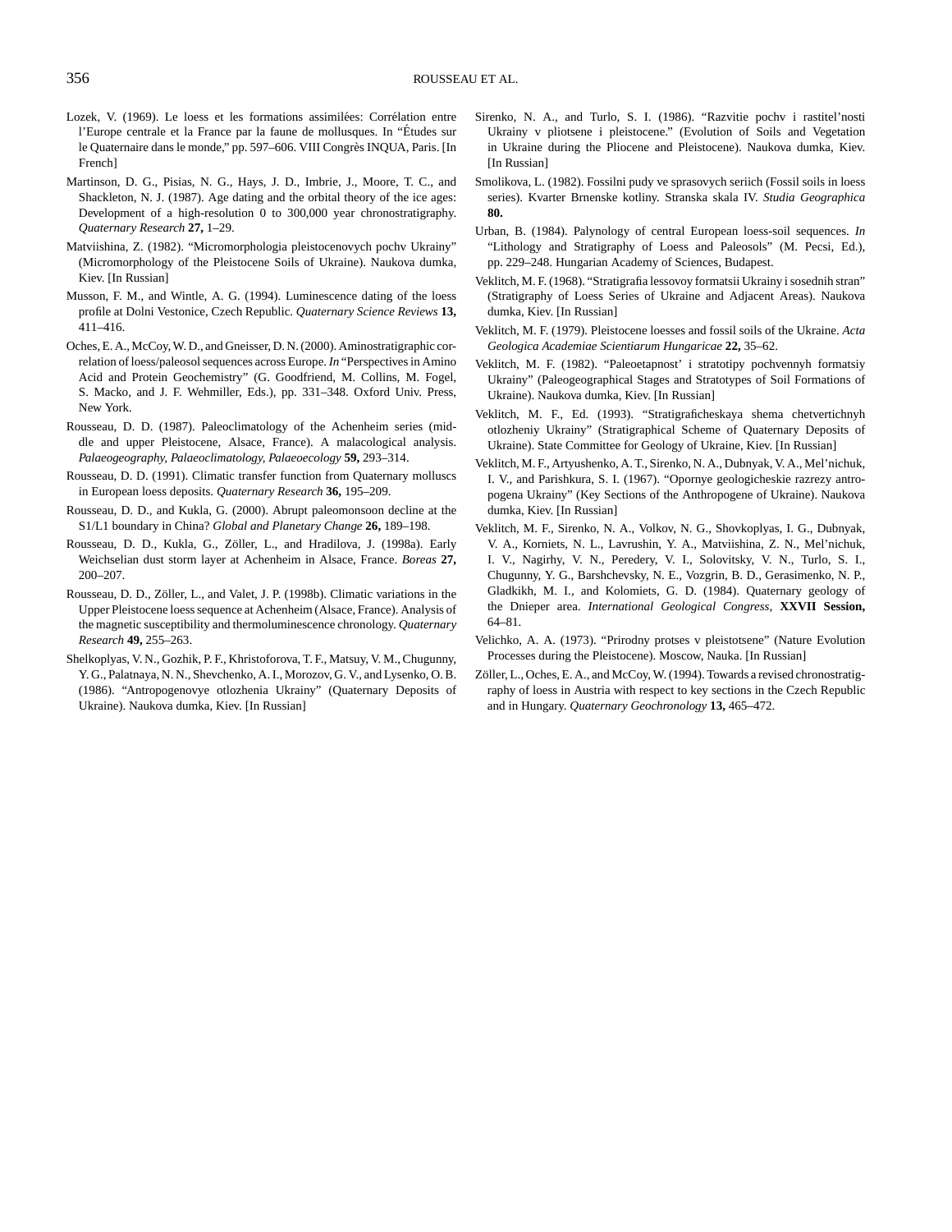Lozek, V. (1969). Le loess et les formations assimilées: Corrélation entre l'Europe centrale et la France par la faune de mollusques. In "Études sur le Quaternaire dans le monde," pp. 597–606. VIII Congrès INQUA, Paris. [In French]

Martinson, D. G., Pisias, N. G., Hays, J. D., Imbrie, J., Moore, T. C., and Shackleton, N. J. (1987). Age dating and the orbital theory of the ice ages: Development of a high-resolution 0 to 300,000 year chronostratigraphy. *Quaternary Research* **27,** 1–29.

Matviishina, Z. (1982). "Micromorphologia pleistocenovych pochv Ukrainy" (Micromorphology of the Pleistocene Soils of Ukraine). Naukova dumka, Kiev. [In Russian]

Musson, F. M., and Wintle, A. G. (1994). Luminescence dating of the loess profile at Dolni Vestonice, Czech Republic. *Quaternary Science Reviews* **13,** 411–416.

Oches, E. A., McCoy, W. D., and Gneisser, D. N. (2000). Aminostratigraphic correlation of loess/paleosol sequences across Europe. *In* "Perspectives in Amino Acid and Protein Geochemistry" (G. Goodfriend, M. Collins, M. Fogel, S. Macko, and J. F. Wehmiller, Eds.), pp. 331–348. Oxford Univ. Press, New York.

Rousseau, D. D. (1987). Paleoclimatology of the Achenheim series (middle and upper Pleistocene, Alsace, France). A malacological analysis. *Palaeogeography, Palaeoclimatology, Palaeoecology* **59,** 293–314.

Rousseau, D. D. (1991). Climatic transfer function from Quaternary molluscs in European loess deposits. *Quaternary Research* **36,** 195–209.

Rousseau, D. D., and Kukla, G. (2000). Abrupt paleomonsoon decline at the S1/L1 boundary in China? *Global and Planetary Change* **26,** 189–198.

Rousseau, D. D., Kukla, G., Zöller, L., and Hradilova, J. (1998a). Early Weichselian dust storm layer at Achenheim in Alsace, France. *Boreas* **27,** 200–207.

Rousseau, D. D., Zöller, L., and Valet, J. P. (1998b). Climatic variations in the Upper Pleistocene loess sequence at Achenheim (Alsace, France). Analysis of the magnetic susceptibility and thermoluminescence chronology. *Quaternary Research* **49,** 255–263.

Shelkoplyas, V. N., Gozhik, P. F., Khristoforova, T. F., Matsuy, V. M., Chugunny, Y. G., Palatnaya, N. N., Shevchenko, A. I., Morozov, G. V., and Lysenko, O. B. (1986). "Antropogenovye otlozhenia Ukrainy" (Quaternary Deposits of Ukraine). Naukova dumka, Kiev. [In Russian]

Sirenko, N. A., and Turlo, S. I. (1986). "Razvitie pochv i rastitel'nosti Ukrainy v pliotsene i pleistocene." (Evolution of Soils and Vegetation in Ukraine during the Pliocene and Pleistocene). Naukova dumka, Kiev. [In Russian]

Smolikova, L. (1982). Fossilni pudy ve sprasovych seriich (Fossil soils in loess series). Kvarter Brnenske kotliny. Stranska skala IV. *Studia Geographica* **80.**

Urban, B. (1984). Palynology of central European loess-soil sequences. *In* "Lithology and Stratigraphy of Loess and Paleosols" (M. Pecsi, Ed.), pp. 229–248. Hungarian Academy of Sciences, Budapest.

Veklitch, M. F. (1968). "Stratigrafia lessovoy formatsii Ukrainy i sosednih stran" (Stratigraphy of Loess Series of Ukraine and Adjacent Areas). Naukova dumka, Kiev. [In Russian]

Veklitch, M. F. (1979). Pleistocene loesses and fossil soils of the Ukraine. *Acta Geologica Academiae Scientiarum Hungaricae* **22,** 35–62.

Veklitch, M. F. (1982). "Paleoetapnost' i stratotipy pochvennyh formatsiy Ukrainy" (Paleogeographical Stages and Stratotypes of Soil Formations of Ukraine). Naukova dumka, Kiev. [In Russian]

Veklitch, M. F., Ed. (1993). "Stratigraficheskaya shema chetvertichnyh otlozheniy Ukrainy" (Stratigraphical Scheme of Quaternary Deposits of Ukraine). State Committee for Geology of Ukraine, Kiev. [In Russian]

Veklitch, M. F., Artyushenko, A. T., Sirenko, N. A., Dubnyak, V. A., Mel'nichuk, I. V., and Parishkura, S. I. (1967). "Opornye geologicheskie razrezy antropogena Ukrainy" (Key Sections of the Anthropogene of Ukraine). Naukova dumka, Kiev. [In Russian]

Veklitch, M. F., Sirenko, N. A., Volkov, N. G., Shovkoplyas, I. G., Dubnyak, V. A., Korniets, N. L., Lavrushin, Y. A., Matviishina, Z. N., Mel'nichuk, I. V., Nagirhy, V. N., Peredery, V. I., Solovitsky, V. N., Turlo, S. I., Chugunny, Y. G., Barshchevsky, N. E., Vozgrin, B. D., Gerasimenko, N. P., Gladkikh, M. I., and Kolomiets, G. D. (1984). Quaternary geology of the Dnieper area. *International Geological Congress*, **XXVII Session,** 64–81.

Velichko, A. A. (1973). "Prirodny protses v pleistotsene" (Nature Evolution Processes during the Pleistocene). Moscow, Nauka. [In Russian]

Zöller, L., Oches, E. A., and McCoy, W. (1994). Towards a revised chronostratigraphy of loess in Austria with respect to key sections in the Czech Republic and in Hungary. *Quaternary Geochronology* **13,** 465–472.